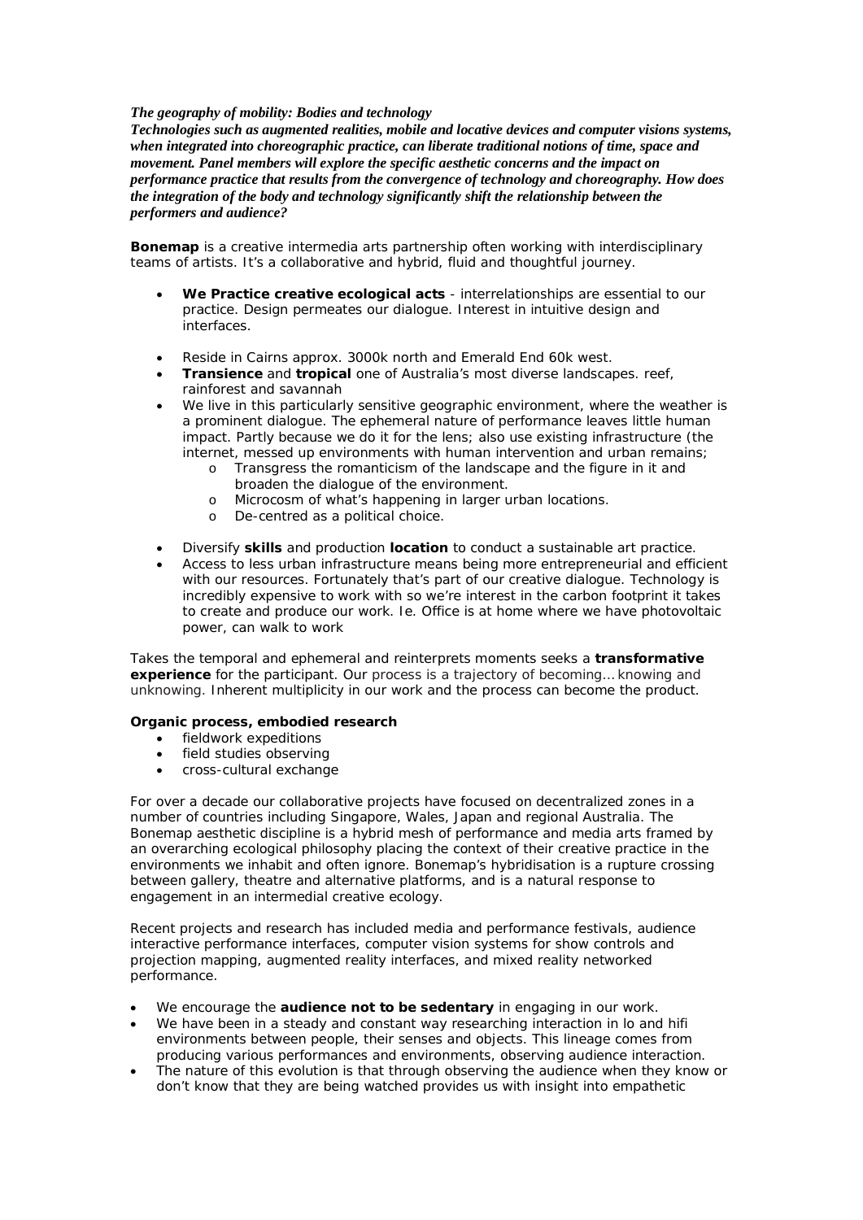***The geography of mobility: Bodies and technology***

***Technologies such as augmented realities, mobile and locative devices and computer visions systems, when integrated into choreographic practice, can liberate traditional notions of time, space and movement. Panel members will explore the specific aesthetic concerns and the impact on performance practice that results from the convergence of technology and choreography. How does the integration of the body and technology significantly shift the relationship between the performers and audience?***

**Bonemap** is a creative intermedia arts partnership often working with interdisciplinary teams of artists. It's a collaborative and hybrid, fluid and thoughtful journey.

- **We Practice creative ecological acts** - interrelationships are essential to our practice. Design permeates our dialogue. Interest in intuitive design and interfaces.

- Reside in Cairns approx. 3000k north and Emerald End 60k west.
- **Transience** and **tropical** one of Australia's most diverse landscapes. reef, rainforest and savannah
- We live in this particularly sensitive geographic environment, where the weather is a prominent dialogue. The ephemeral nature of performance leaves little human impact. Partly because we do it for the lens; also use existing infrastructure (the internet, messed up environments with human intervention and urban remains;
  - Transgress the romanticism of the landscape and the figure in it and broaden the dialogue of the environment.
  - Microcosm of what's happening in larger urban locations.
  - De-centred as a political choice.

- Diversify **skills** and production **location** to conduct a sustainable art practice.
- Access to less urban infrastructure means being more entrepreneurial and efficient with our resources. Fortunately that's part of our creative dialogue. Technology is incredibly expensive to work with so we're interest in the carbon footprint it takes to create and produce our work. Ie. Office is at home where we have photovoltaic power, can walk to work

Takes the temporal and ephemeral and reinterprets moments seeks a **transformative experience** for the participant. Our process is a trajectory of becoming… knowing and unknowing. Inherent multiplicity in our work and the process can become the product.

**Organic process, embodied research**

- fieldwork expeditions
- field studies observing
- cross-cultural exchange

For over a decade our collaborative projects have focused on decentralized zones in a number of countries including Singapore, Wales, Japan and regional Australia. The Bonemap aesthetic discipline is a hybrid mesh of performance and media arts framed by an overarching ecological philosophy placing the context of their creative practice in the environments we inhabit and often ignore. Bonemap's hybridisation is a rupture crossing between gallery, theatre and alternative platforms, and is a natural response to engagement in an intermedial creative ecology.

Recent projects and research has included media and performance festivals, audience interactive performance interfaces, computer vision systems for show controls and projection mapping, augmented reality interfaces, and mixed reality networked performance.

- We encourage the **audience not to be sedentary** in engaging in our work.
- We have been in a steady and constant way researching interaction in lo and hifi environments between people, their senses and objects. This lineage comes from producing various performances and environments, observing audience interaction.
- The nature of this evolution is that through observing the audience when they know or don't know that they are being watched provides us with insight into empathetic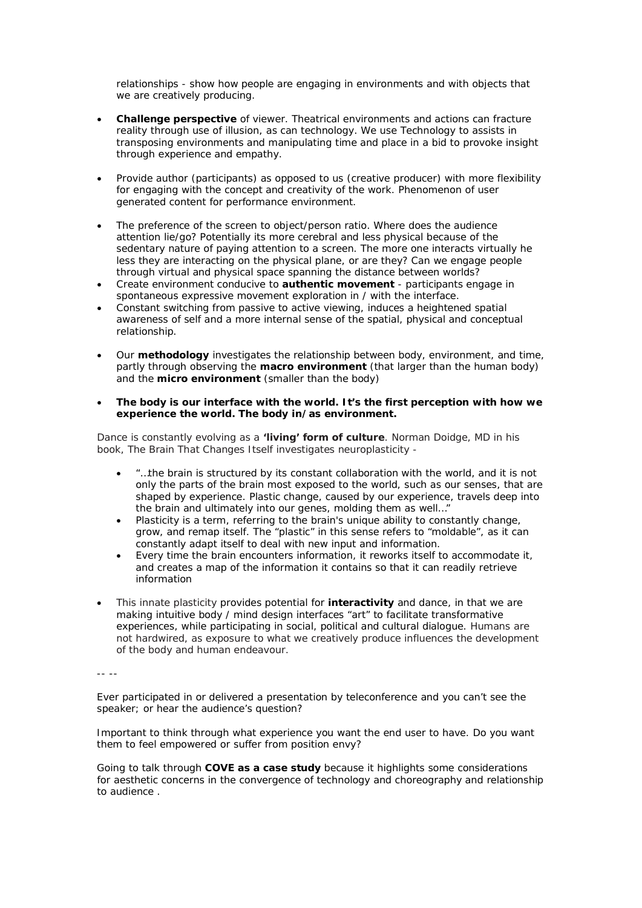relationships - show how people are engaging in environments and with objects that we are creatively producing.

- **Challenge perspective** of viewer. Theatrical environments and actions can fracture reality through use of illusion, as can technology. We use Technology to assists in transposing environments and manipulating time and place in a bid to provoke insight through experience and empathy.

- Provide author (participants) as opposed to us (creative producer) with more flexibility for engaging with the concept and creativity of the work. Phenomenon of user generated content for performance environment.

- The preference of the screen to object/person ratio. Where does the audience attention lie/go? Potentially its more cerebral and less physical because of the sedentary nature of paying attention to a screen. The more one interacts virtually he less they are interacting on the physical plane, or are they? Can we engage people through virtual and physical space spanning the distance between worlds?
- Create environment conducive to **authentic movement** - participants engage in spontaneous expressive movement exploration in / with the interface.
- Constant switching from passive to active viewing, induces a heightened spatial awareness of self and a more internal sense of the spatial, physical and conceptual relationship.

- Our **methodology** investigates the relationship between body, environment, and time, partly through observing the **macro environment** (that larger than the human body) and the **micro environment** (smaller than the body)

- **The body is our interface with the world. It's the first perception with how we experience the world. The body in/as environment.**

Dance is constantly evolving as a **'living' form of culture**. Norman Doidge, MD in his book, The Brain That Changes Itself investigates neuroplasticity -

- "…the brain is structured by its constant collaboration with the world, and it is not only the parts of the brain most exposed to the world, such as our senses, that are shaped by experience. Plastic change, caused by our experience, travels deep into the brain and ultimately into our genes, molding them as well…"
- Plasticity is a term, referring to the brain's unique ability to constantly change, grow, and remap itself. The "plastic" in this sense refers to "moldable", as it can constantly adapt itself to deal with new input and information.
- Every time the brain encounters information, it reworks itself to accommodate it, and creates a map of the information it contains so that it can readily retrieve information

- This innate plasticity provides potential for **interactivity** and dance, in that we are making intuitive body / mind design interfaces "art" to facilitate transformative experiences, while participating in social, political and cultural dialogue. Humans are not hardwired, as exposure to what we creatively produce influences the development of the body and human endeavour.

-- --

Ever participated in or delivered a presentation by teleconference and you can't see the speaker; or hear the audience's question?

Important to think through what experience you want the end user to have. Do you want them to feel empowered or suffer from position envy?

Going to talk through **COVE as a case study** because it highlights some considerations for aesthetic concerns in the convergence of technology and choreography and relationship to audience .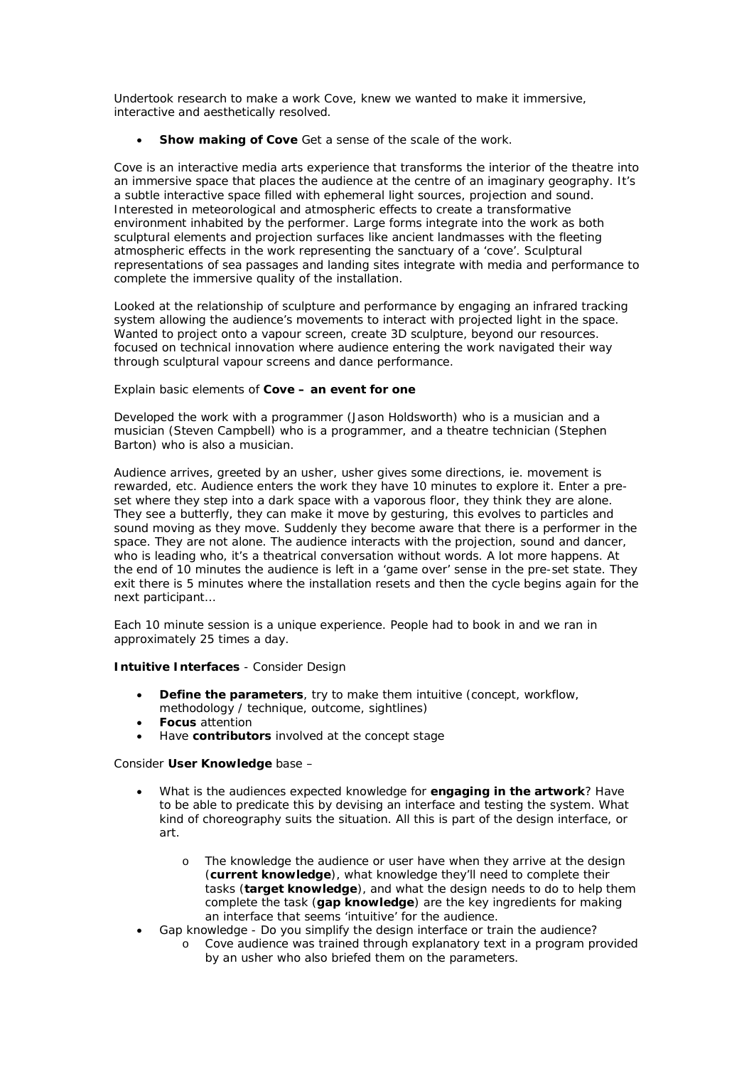Undertook research to make a work Cove, knew we wanted to make it immersive, interactive and aesthetically resolved.

- **Show making of Cove** Get a sense of the scale of the work.

Cove is an interactive media arts experience that transforms the interior of the theatre into an immersive space that places the audience at the centre of an imaginary geography. It's a subtle interactive space filled with ephemeral light sources, projection and sound. Interested in meteorological and atmospheric effects to create a transformative environment inhabited by the performer. Large forms integrate into the work as both sculptural elements and projection surfaces like ancient landmasses with the fleeting atmospheric effects in the work representing the sanctuary of a 'cove'. Sculptural representations of sea passages and landing sites integrate with media and performance to complete the immersive quality of the installation.

Looked at the relationship of sculpture and performance by engaging an infrared tracking system allowing the audience's movements to interact with projected light in the space. Wanted to project onto a vapour screen, create 3D sculpture, beyond our resources. focused on technical innovation where audience entering the work navigated their way through sculptural vapour screens and dance performance.

Explain basic elements of **Cove – an event for one**

Developed the work with a programmer (Jason Holdsworth) who is a musician and a musician (Steven Campbell) who is a programmer, and a theatre technician (Stephen Barton) who is also a musician.

Audience arrives, greeted by an usher, usher gives some directions, ie. movement is rewarded, etc. Audience enters the work they have 10 minutes to explore it. Enter a pre-set where they step into a dark space with a vaporous floor, they think they are alone. They see a butterfly, they can make it move by gesturing, this evolves to particles and sound moving as they move. Suddenly they become aware that there is a performer in the space. They are not alone. The audience interacts with the projection, sound and dancer, who is leading who, it's a theatrical conversation without words. A lot more happens. At the end of 10 minutes the audience is left in a 'game over' sense in the pre-set state. They exit there is 5 minutes where the installation resets and then the cycle begins again for the next participant…

Each 10 minute session is a unique experience. People had to book in and we ran in approximately 25 times a day.

**Intuitive Interfaces** - Consider Design

- **Define the parameters**, try to make them intuitive (concept, workflow, methodology / technique, outcome, sightlines)
- **Focus** attention
- Have **contributors** involved at the concept stage

Consider **User Knowledge** base –

- What is the audiences expected knowledge for **engaging in the artwork**? Have to be able to predicate this by devising an interface and testing the system. What kind of choreography suits the situation. All this is part of the design interface, or art.
    - The knowledge the audience or user have when they arrive at the design (**current knowledge**), what knowledge they'll need to complete their tasks (**target knowledge**), and what the design needs to do to help them complete the task (**gap knowledge**) are the key ingredients for making an interface that seems 'intuitive' for the audience.
- Gap knowledge - Do you simplify the design interface or train the audience?
    - Cove audience was trained through explanatory text in a program provided by an usher who also briefed them on the parameters.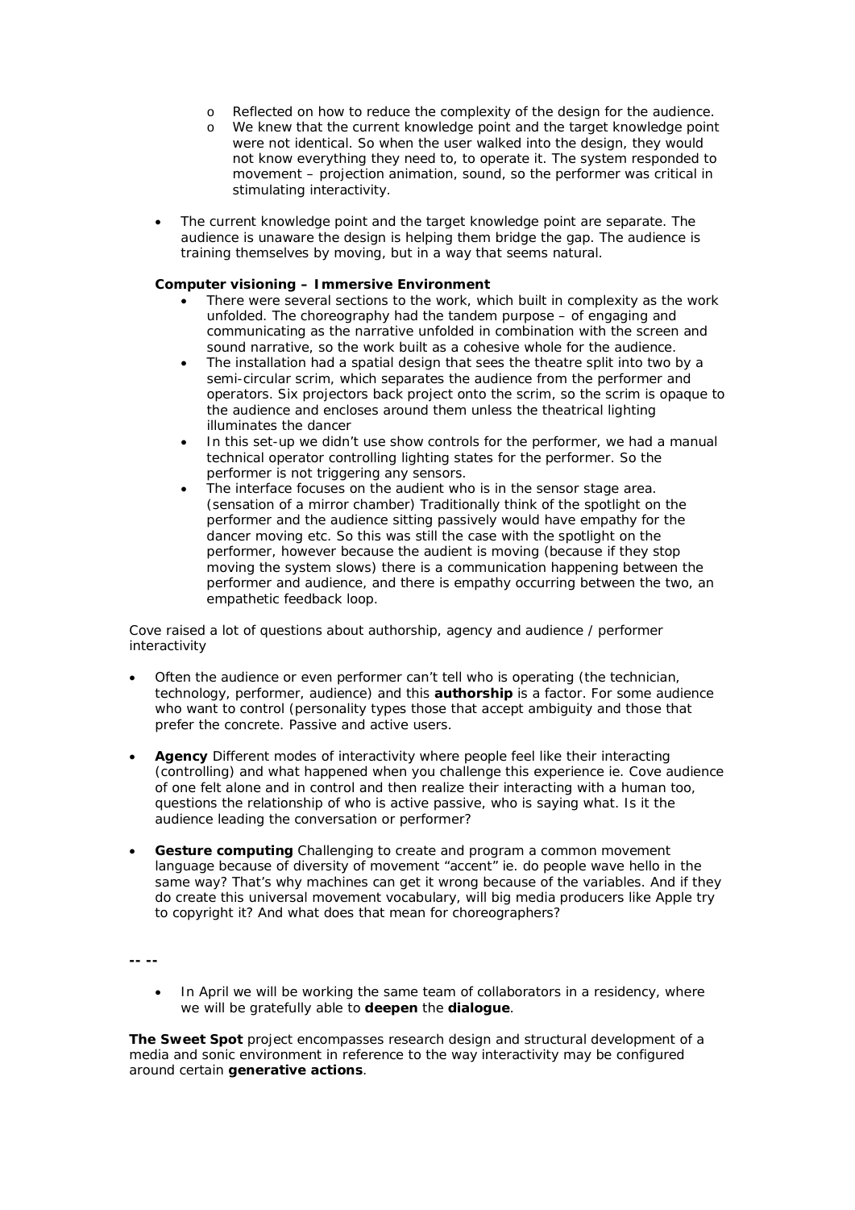- Reflected on how to reduce the complexity of the design for the audience.
    - We knew that the current knowledge point and the target knowledge point were not identical. So when the user walked into the design, they would not know everything they need to, to operate it. The system responded to movement – projection animation, sound, so the performer was critical in stimulating interactivity.

- The current knowledge point and the target knowledge point are separate. The audience is unaware the design is helping them bridge the gap. The audience is training themselves by moving, but in a way that seems natural.

**Computer visioning – Immersive Environment**

- There were several sections to the work, which built in complexity as the work unfolded. The choreography had the tandem purpose – of engaging and communicating as the narrative unfolded in combination with the screen and sound narrative, so the work built as a cohesive whole for the audience.
- The installation had a spatial design that sees the theatre split into two by a semi-circular scrim, which separates the audience from the performer and operators. Six projectors back project onto the scrim, so the scrim is opaque to the audience and encloses around them unless the theatrical lighting illuminates the dancer
- In this set-up we didn't use show controls for the performer, we had a manual technical operator controlling lighting states for the performer. So the performer is not triggering any sensors.
- The interface focuses on the audient who is in the sensor stage area. (sensation of a mirror chamber) Traditionally think of the spotlight on the performer and the audience sitting passively would have empathy for the dancer moving etc. So this was still the case with the spotlight on the performer, however because the audient is moving (because if they stop moving the system slows) there is a communication happening between the performer and audience, and there is empathy occurring between the two, an empathetic feedback loop.

Cove raised a lot of questions about authorship, agency and audience / performer interactivity

- Often the audience or even performer can't tell who is operating (the technician, technology, performer, audience) and this **authorship** is a factor. For some audience who want to control (personality types those that accept ambiguity and those that prefer the concrete. Passive and active users.

- **Agency** Different modes of interactivity where people feel like their interacting (controlling) and what happened when you challenge this experience ie. Cove audience of one felt alone and in control and then realize their interacting with a human too, questions the relationship of who is active passive, who is saying what. Is it the audience leading the conversation or performer?

- **Gesture computing** Challenging to create and program a common movement language because of diversity of movement "accent" ie. do people wave hello in the same way? That's why machines can get it wrong because of the variables. And if they do create this universal movement vocabulary, will big media producers like Apple try to copyright it? And what does that mean for choreographers?

**-- --**

- In April we will be working the same team of collaborators in a residency, where we will be gratefully able to **deepen** the **dialogue**.

**The Sweet Spot** project encompasses research design and structural development of a media and sonic environment in reference to the way interactivity may be configured around certain **generative actions**.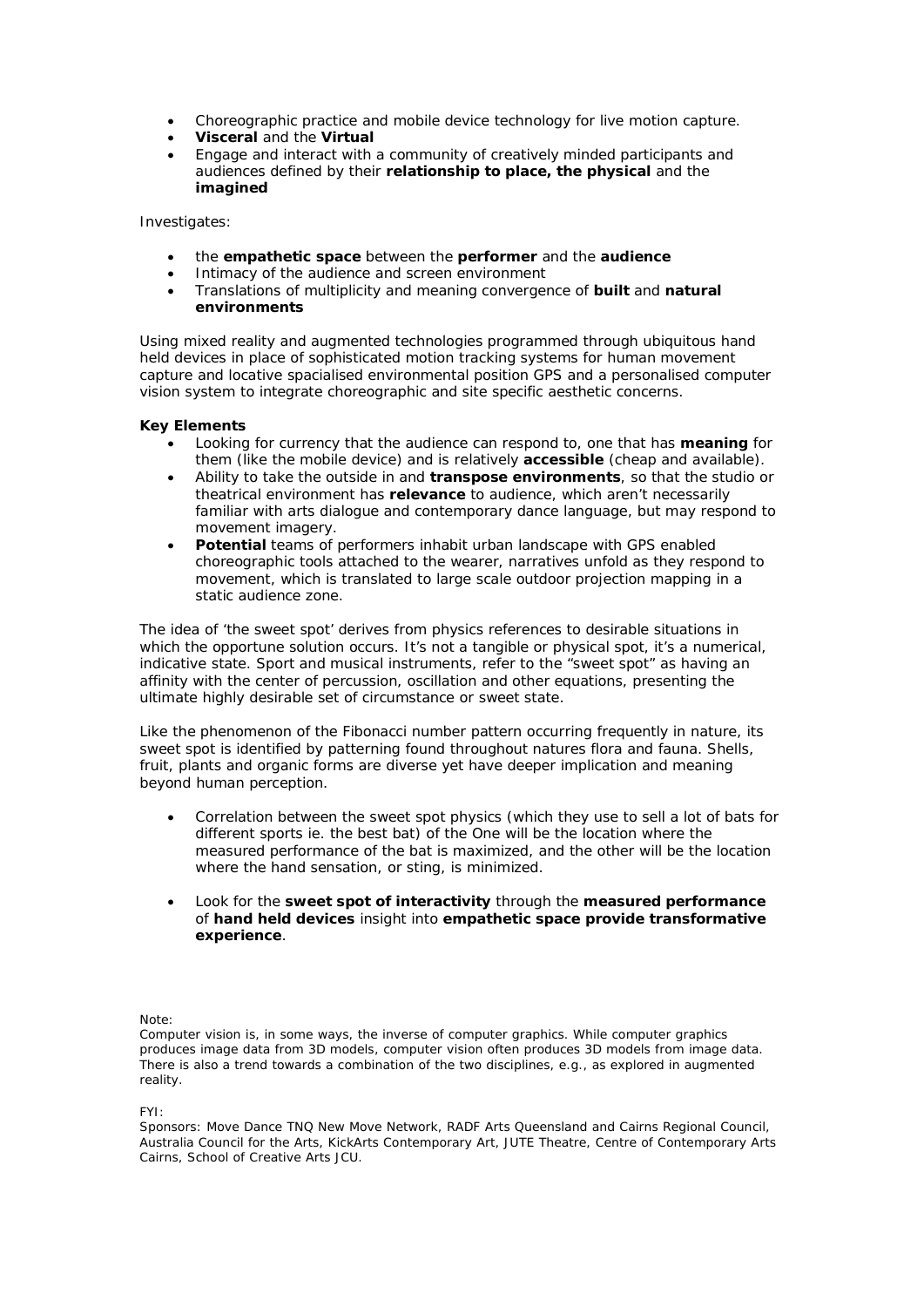- Choreographic practice and mobile device technology for live motion capture.
- **Visceral** and the **Virtual**
- Engage and interact with a community of creatively minded participants and audiences defined by their **relationship to place, the physical** and the **imagined**

Investigates:

- the **empathetic space** between the **performer** and the **audience**
- Intimacy of the audience and screen environment
- Translations of multiplicity and meaning convergence of **built** and **natural environments**

Using mixed reality and augmented technologies programmed through ubiquitous hand held devices in place of sophisticated motion tracking systems for human movement capture and locative spacialised environmental position GPS and a personalised computer vision system to integrate choreographic and site specific aesthetic concerns.

**Key Elements**

- Looking for currency that the audience can respond to, one that has **meaning** for them (like the mobile device) and is relatively **accessible** (cheap and available).
- Ability to take the outside in and **transpose environments**, so that the studio or theatrical environment has **relevance** to audience, which aren't necessarily familiar with arts dialogue and contemporary dance language, but may respond to movement imagery.
- **Potential** teams of performers inhabit urban landscape with GPS enabled choreographic tools attached to the wearer, narratives unfold as they respond to movement, which is translated to large scale outdoor projection mapping in a static audience zone.

The idea of 'the sweet spot' derives from physics references to desirable situations in which the opportune solution occurs. It's not a tangible or physical spot, it's a numerical, indicative state. Sport and musical instruments, refer to the "sweet spot" as having an affinity with the center of percussion, oscillation and other equations, presenting the ultimate highly desirable set of circumstance or sweet state.

Like the phenomenon of the Fibonacci number pattern occurring frequently in nature, its sweet spot is identified by patterning found throughout natures flora and fauna. Shells, fruit, plants and organic forms are diverse yet have deeper implication and meaning beyond human perception.

- Correlation between the sweet spot physics (which they use to sell a lot of bats for different sports ie. the best bat) of the One will be the location where the measured performance of the bat is maximized, and the other will be the location where the hand sensation, or sting, is minimized.

- Look for the **sweet spot of interactivity** through the **measured performance** of **hand held devices** insight into **empathetic space provide transformative experience**.

Note:
Computer vision is, in some ways, the inverse of computer graphics. While computer graphics produces image data from 3D models, computer vision often produces 3D models from image data. There is also a trend towards a combination of the two disciplines, e.g., as explored in augmented reality.

FYI:
Sponsors: Move Dance TNQ New Move Network, RADF Arts Queensland and Cairns Regional Council, Australia Council for the Arts, KickArts Contemporary Art, JUTE Theatre, Centre of Contemporary Arts Cairns, School of Creative Arts JCU.